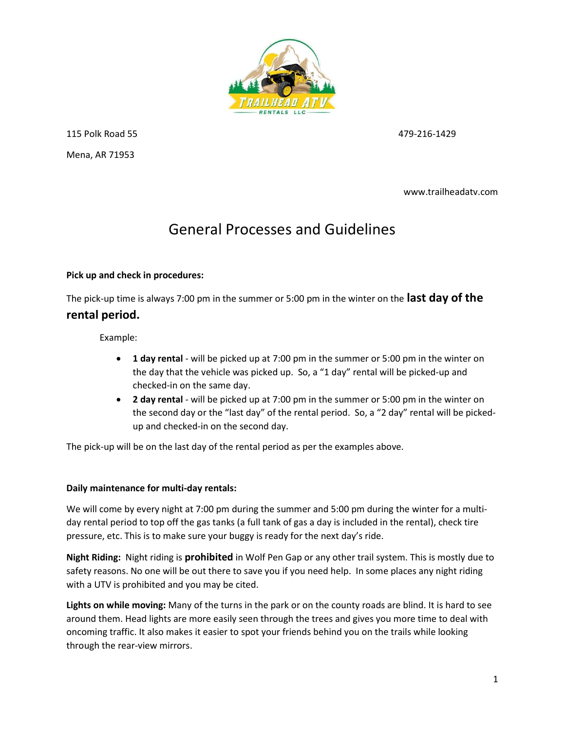115 Polk Road 55

Mena, AR 71953

479-216-1429

www.trailheadatv.com

# General Processes and Guidelines

**Pick up and check in procedures:**

The pick-up time is always 7:00 pm in the summer or 5:00 pm in the winter on the **last day of the rental period.**

Example:

- **1 day rental** - will be picked up at 7:00 pm in the summer or 5:00 pm in the winter on the day that the vehicle was picked up. So, a "1 day" rental will be picked-up and checked-in on the same day.
- **2 day rental** - will be picked up at 7:00 pm in the summer or 5:00 pm in the winter on the second day or the "last day" of the rental period. So, a "2 day" rental will be picked-up and checked-in on the second day.

The pick-up will be on the last day of the rental period as per the examples above.

**Daily maintenance for multi-day rentals:**

We will come by every night at 7:00 pm during the summer and 5:00 pm during the winter for a multi-day rental period to top off the gas tanks (a full tank of gas a day is included in the rental), check tire pressure, etc. This is to make sure your buggy is ready for the next day's ride.

**Night Riding:** Night riding is **prohibited** in Wolf Pen Gap or any other trail system. This is mostly due to safety reasons. No one will be out there to save you if you need help. In some places any night riding with a UTV is prohibited and you may be cited.

**Lights on while moving:** Many of the turns in the park or on the county roads are blind. It is hard to see around them. Head lights are more easily seen through the trees and gives you more time to deal with oncoming traffic. It also makes it easier to spot your friends behind you on the trails while looking through the rear-view mirrors.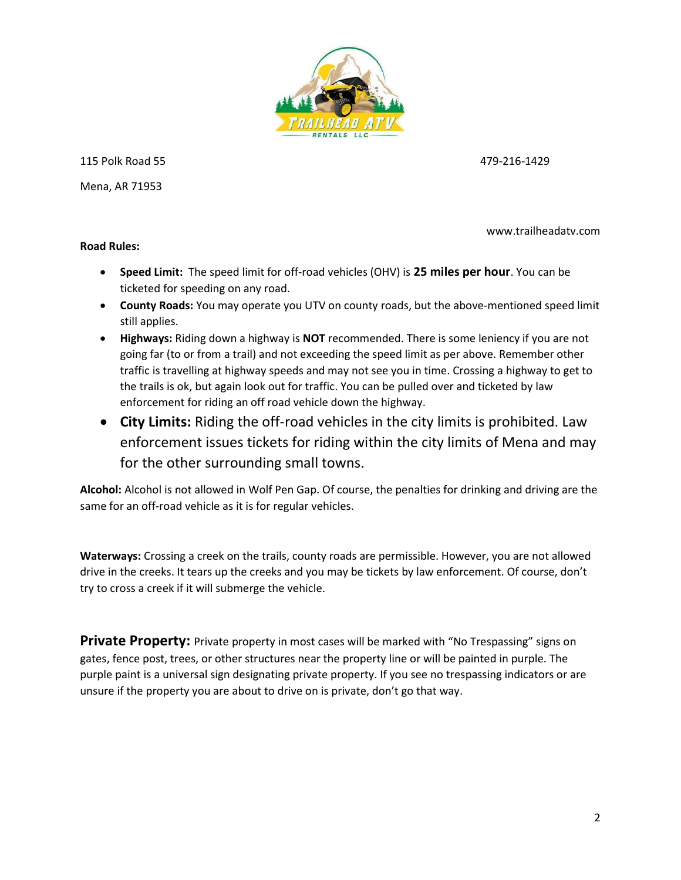115 Polk Road 55

Mena, AR 71953

479-216-1429

www.trailheadatv.com

**Road Rules:**

- **Speed Limit:** The speed limit for off-road vehicles (OHV) is **25 miles per hour**. You can be ticketed for speeding on any road.
- **County Roads:** You may operate you UTV on county roads, but the above-mentioned speed limit still applies.
- **Highways:** Riding down a highway is **NOT** recommended. There is some leniency if you are not going far (to or from a trail) and not exceeding the speed limit as per above. Remember other traffic is travelling at highway speeds and may not see you in time. Crossing a highway to get to the trails is ok, but again look out for traffic. You can be pulled over and ticketed by law enforcement for riding an off road vehicle down the highway.
- **City Limits:** Riding the off-road vehicles in the city limits is prohibited. Law enforcement issues tickets for riding within the city limits of Mena and may for the other surrounding small towns.

**Alcohol:** Alcohol is not allowed in Wolf Pen Gap. Of course, the penalties for drinking and driving are the same for an off-road vehicle as it is for regular vehicles.

**Waterways:** Crossing a creek on the trails, county roads are permissible. However, you are not allowed drive in the creeks. It tears up the creeks and you may be tickets by law enforcement. Of course, don't try to cross a creek if it will submerge the vehicle.

**Private Property:** Private property in most cases will be marked with "No Trespassing" signs on gates, fence post, trees, or other structures near the property line or will be painted in purple. The purple paint is a universal sign designating private property. If you see no trespassing indicators or are unsure if the property you are about to drive on is private, don't go that way.